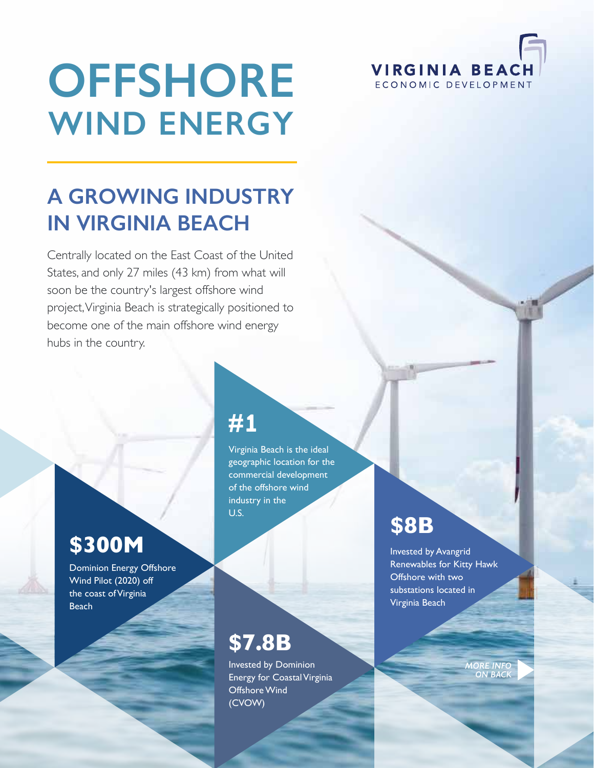VIRGINIA BEACH
ECONOMIC DEVELOPMENT

# OFFSHORE WIND ENERGY

## A GROWING INDUSTRY IN VIRGINIA BEACH

Centrally located on the East Coast of the United States, and only 27 miles (43 km) from what will soon be the country's largest offshore wind project, Virginia Beach is strategically positioned to become one of the main offshore wind energy hubs in the country.

### #1

Virginia Beach is the ideal geographic location for the commercial development of the offshore wind industry in the U.S.

### $300M

Dominion Energy Offshore Wind Pilot (2020) off the coast of Virginia Beach

### $8B

Invested by Avangrid Renewables for Kitty Hawk Offshore with two substations located in Virginia Beach

### $7.8B

Invested by Dominion Energy for Coastal Virginia Offshore Wind (CVOW)

*MORE INFO ON BACK*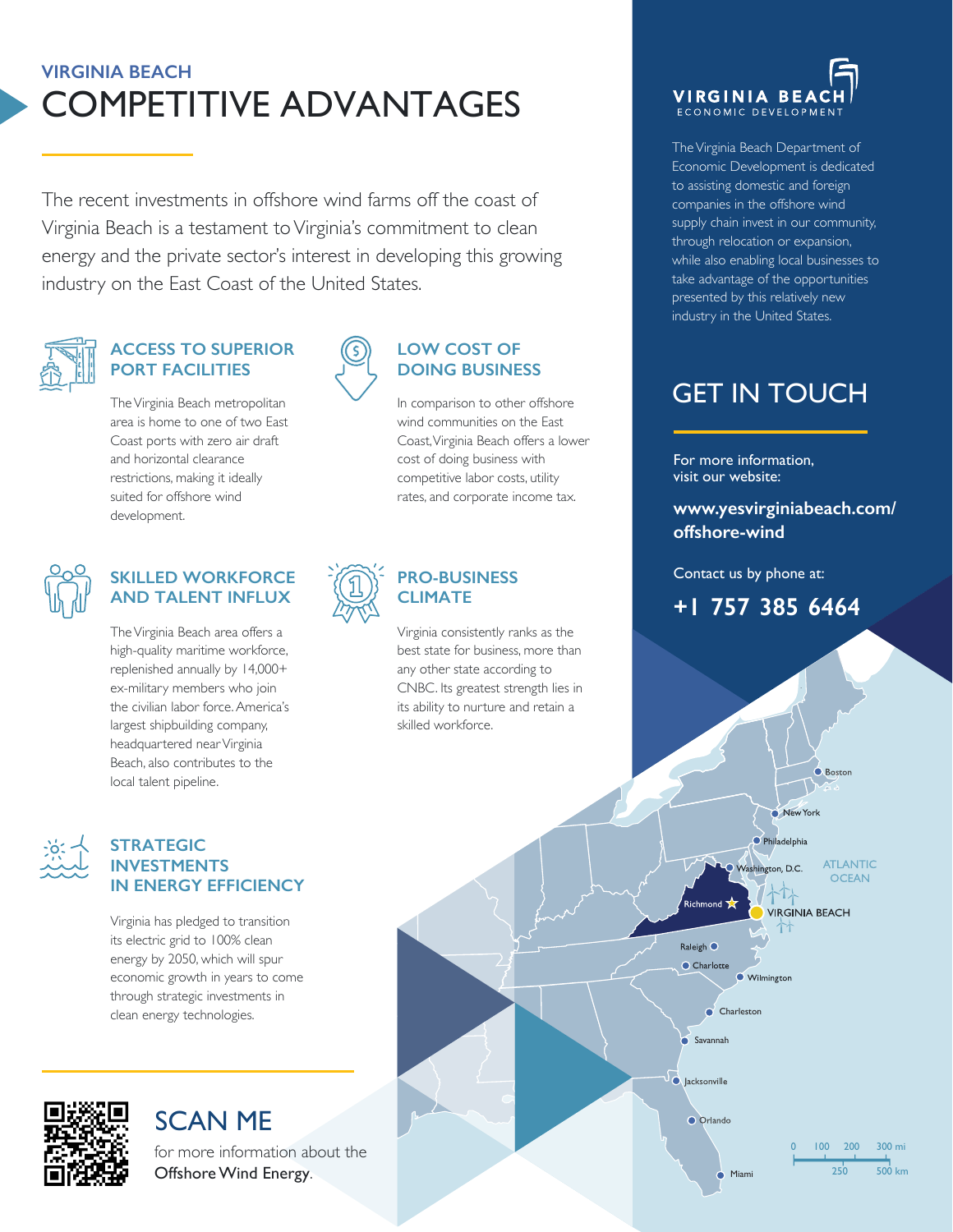## VIRGINIA BEACH

# COMPETITIVE ADVANTAGES

The recent investments in offshore wind farms off the coast of Virginia Beach is a testament to Virginia's commitment to clean energy and the private sector's interest in developing this growing industry on the East Coast of the United States.

### ACCESS TO SUPERIOR PORT FACILITIES

The Virginia Beach metropolitan area is home to one of two East Coast ports with zero air draft and horizontal clearance restrictions, making it ideally suited for offshore wind development.

### LOW COST OF DOING BUSINESS

In comparison to other offshore wind communities on the East Coast, Virginia Beach offers a lower cost of doing business with competitive labor costs, utility rates, and corporate income tax.

### SKILLED WORKFORCE AND TALENT INFLUX

The Virginia Beach area offers a high-quality maritime workforce, replenished annually by 14,000+ ex-military members who join the civilian labor force. America's largest shipbuilding company, headquartered near Virginia Beach, also contributes to the local talent pipeline.

### PRO-BUSINESS CLIMATE

Virginia consistently ranks as the best state for business, more than any other state according to CNBC. Its greatest strength lies in its ability to nurture and retain a skilled workforce.

### STRATEGIC INVESTMENTS IN ENERGY EFFICIENCY

Virginia has pledged to transition its electric grid to 100% clean energy by 2050, which will spur economic growth in years to come through strategic investments in clean energy technologies.

## SCAN ME

for more information about the **Offshore Wind Energy**.

VIRGINIA BEACH ECONOMIC DEVELOPMENT

The Virginia Beach Department of Economic Development is dedicated to assisting domestic and foreign companies in the offshore wind supply chain invest in our community, through relocation or expansion, while also enabling local businesses to take advantage of the opportunities presented by this relatively new industry in the United States.

## GET IN TOUCH

For more information, visit our website:

**www.yesvirginiabeach.com/offshore-wind**

Contact us by phone at:

**+1 757 385 6464**

Boston
New York
Philadelphia
Washington, D.C.
ATLANTIC OCEAN
Richmond
VIRGINIA BEACH
Raleigh
Charlotte
Wilmington
Charleston
Savannah
Jacksonville
Orlando
Miami
0 100 200 300 mi
250 500 km